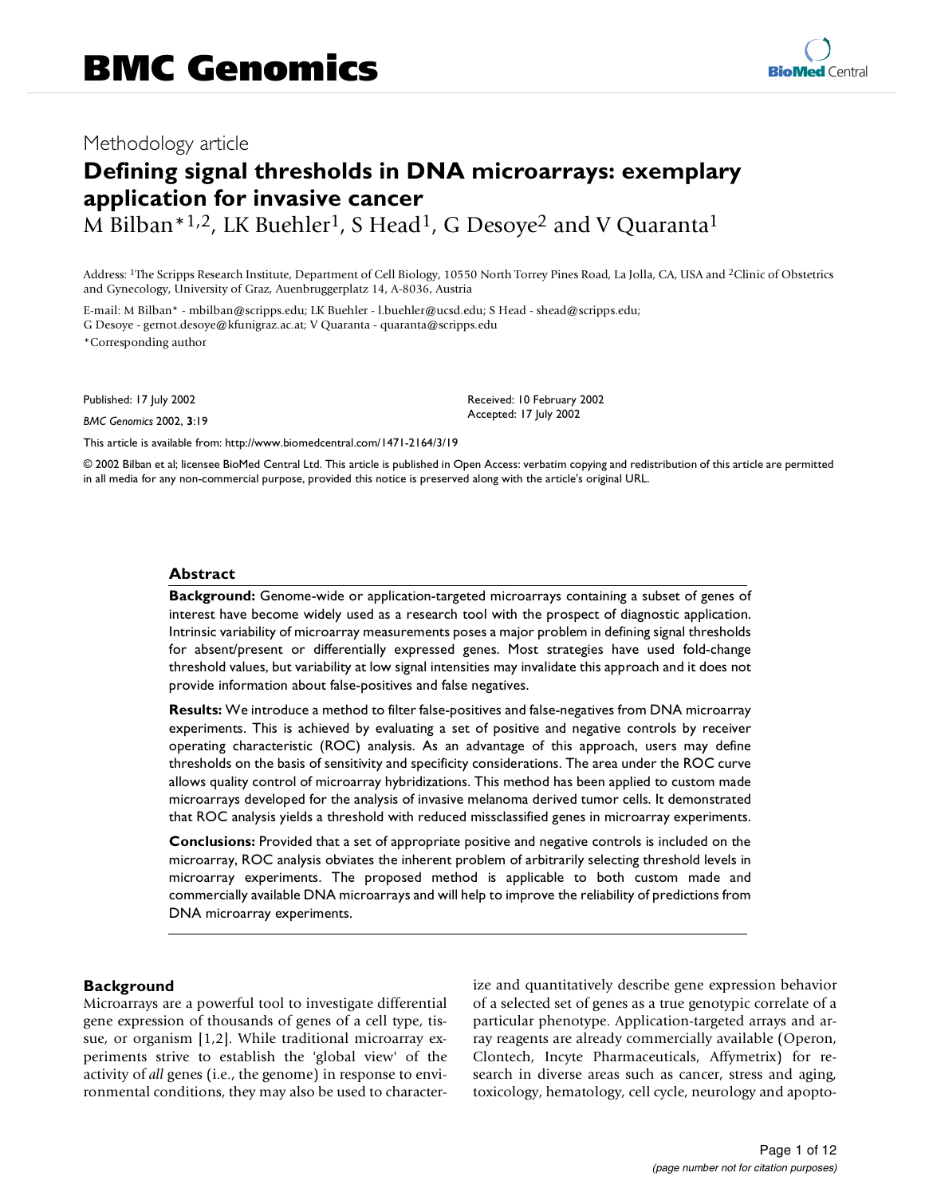# BMC Genomics

Methodology article

## Defining signal thresholds in DNA microarrays: exemplary application for invasive cancer

M Bilban*[1,2], LK Buehler[1], S Head[1], G Desoye[2] and V Quaranta[1]

Address: [1]The Scripps Research Institute, Department of Cell Biology, 10550 North Torrey Pines Road, La Jolla, CA, USA and [2]Clinic of Obstetrics and Gynecology, University of Graz, Auenbruggerplatz 14, A-8036, Austria

E-mail: M Bilban* - mbilban@scripps.edu; LK Buehler - l.buehler@ucsd.edu; S Head - shead@scripps.edu; G Desoye - gernot.desoye@kfunigraz.ac.at; V Quaranta - quaranta@scripps.edu

*Corresponding author

Published: 17 July 2002

*BMC Genomics* 2002, **3**:19

Received: 10 February 2002
Accepted: 17 July 2002

This article is available from: http://www.biomedcentral.com/1471-2164/3/19

© 2002 Bilban et al; licensee BioMed Central Ltd. This article is published in Open Access: verbatim copying and redistribution of this article are permitted in all media for any non-commercial purpose, provided this notice is preserved along with the article's original URL.

### Abstract

**Background:** Genome-wide or application-targeted microarrays containing a subset of genes of interest have become widely used as a research tool with the prospect of diagnostic application. Intrinsic variability of microarray measurements poses a major problem in defining signal thresholds for absent/present or differentially expressed genes. Most strategies have used fold-change threshold values, but variability at low signal intensities may invalidate this approach and it does not provide information about false-positives and false negatives.

**Results:** We introduce a method to filter false-positives and false-negatives from DNA microarray experiments. This is achieved by evaluating a set of positive and negative controls by receiver operating characteristic (ROC) analysis. As an advantage of this approach, users may define thresholds on the basis of sensitivity and specificity considerations. The area under the ROC curve allows quality control of microarray hybridizations. This method has been applied to custom made microarrays developed for the analysis of invasive melanoma derived tumor cells. It demonstrated that ROC analysis yields a threshold with reduced missclassified genes in microarray experiments.

**Conclusions:** Provided that a set of appropriate positive and negative controls is included on the microarray, ROC analysis obviates the inherent problem of arbitrarily selecting threshold levels in microarray experiments. The proposed method is applicable to both custom made and commercially available DNA microarrays and will help to improve the reliability of predictions from DNA microarray experiments.

### Background

Microarrays are a powerful tool to investigate differential gene expression of thousands of genes of a cell type, tissue, or organism [1,2]. While traditional microarray experiments strive to establish the 'global view' of the activity of *all* genes (i.e., the genome) in response to environmental conditions, they may also be used to characterize and quantitatively describe gene expression behavior of a selected set of genes as a true genotypic correlate of a particular phenotype. Application-targeted arrays and array reagents are already commercially available (Operon, Clontech, Incyte Pharmaceuticals, Affymetrix) for research in diverse areas such as cancer, stress and aging, toxicology, hematology, cell cycle, neurology and apopto-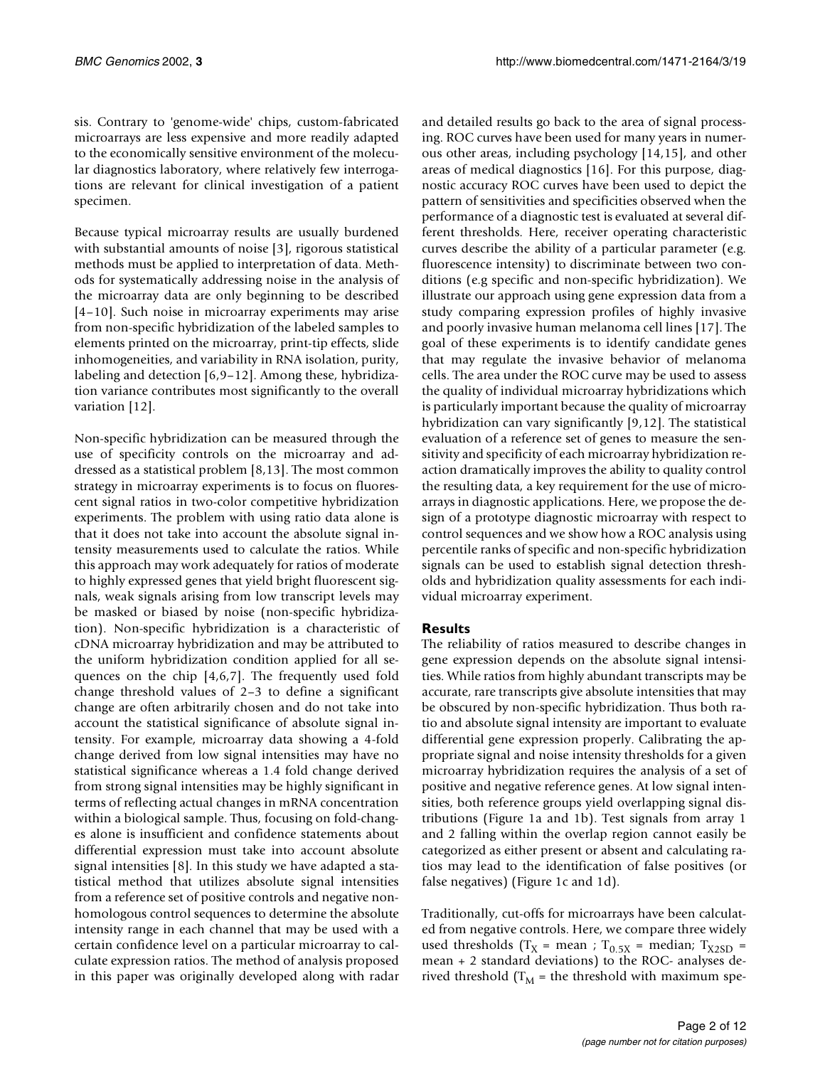sis. Contrary to 'genome-wide' chips, custom-fabricated microarrays are less expensive and more readily adapted to the economically sensitive environment of the molecular diagnostics laboratory, where relatively few interrogations are relevant for clinical investigation of a patient specimen.

Because typical microarray results are usually burdened with substantial amounts of noise [3], rigorous statistical methods must be applied to interpretation of data. Methods for systematically addressing noise in the analysis of the microarray data are only beginning to be described [4–10]. Such noise in microarray experiments may arise from non-specific hybridization of the labeled samples to elements printed on the microarray, print-tip effects, slide inhomogeneities, and variability in RNA isolation, purity, labeling and detection [6,9–12]. Among these, hybridization variance contributes most significantly to the overall variation [12].

Non-specific hybridization can be measured through the use of specificity controls on the microarray and addressed as a statistical problem [8,13]. The most common strategy in microarray experiments is to focus on fluorescent signal ratios in two-color competitive hybridization experiments. The problem with using ratio data alone is that it does not take into account the absolute signal intensity measurements used to calculate the ratios. While this approach may work adequately for ratios of moderate to highly expressed genes that yield bright fluorescent signals, weak signals arising from low transcript levels may be masked or biased by noise (non-specific hybridization). Non-specific hybridization is a characteristic of cDNA microarray hybridization and may be attributed to the uniform hybridization condition applied for all sequences on the chip [4,6,7]. The frequently used fold change threshold values of 2–3 to define a significant change are often arbitrarily chosen and do not take into account the statistical significance of absolute signal intensity. For example, microarray data showing a 4-fold change derived from low signal intensities may have no statistical significance whereas a 1.4 fold change derived from strong signal intensities may be highly significant in terms of reflecting actual changes in mRNA concentration within a biological sample. Thus, focusing on fold-changes alone is insufficient and confidence statements about differential expression must take into account absolute signal intensities [8]. In this study we have adapted a statistical method that utilizes absolute signal intensities from a reference set of positive controls and negative non-homologous control sequences to determine the absolute intensity range in each channel that may be used with a certain confidence level on a particular microarray to calculate expression ratios. The method of analysis proposed in this paper was originally developed along with radar and detailed results go back to the area of signal processing. ROC curves have been used for many years in numerous other areas, including psychology [14,15], and other areas of medical diagnostics [16]. For this purpose, diagnostic accuracy ROC curves have been used to depict the pattern of sensitivities and specificities observed when the performance of a diagnostic test is evaluated at several different thresholds. Here, receiver operating characteristic curves describe the ability of a particular parameter (e.g. fluorescence intensity) to discriminate between two conditions (e.g specific and non-specific hybridization). We illustrate our approach using gene expression data from a study comparing expression profiles of highly invasive and poorly invasive human melanoma cell lines [17]. The goal of these experiments is to identify candidate genes that may regulate the invasive behavior of melanoma cells. The area under the ROC curve may be used to assess the quality of individual microarray hybridizations which is particularly important because the quality of microarray hybridization can vary significantly [9,12]. The statistical evaluation of a reference set of genes to measure the sensitivity and specificity of each microarray hybridization reaction dramatically improves the ability to quality control the resulting data, a key requirement for the use of microarrays in diagnostic applications. Here, we propose the design of a prototype diagnostic microarray with respect to control sequences and we show how a ROC analysis using percentile ranks of specific and non-specific hybridization signals can be used to establish signal detection thresholds and hybridization quality assessments for each individual microarray experiment.

## Results

The reliability of ratios measured to describe changes in gene expression depends on the absolute signal intensities. While ratios from highly abundant transcripts may be accurate, rare transcripts give absolute intensities that may be obscured by non-specific hybridization. Thus both ratio and absolute signal intensity are important to evaluate differential gene expression properly. Calibrating the appropriate signal and noise intensity thresholds for a given microarray hybridization requires the analysis of a set of positive and negative reference genes. At low signal intensities, both reference groups yield overlapping signal distributions (Figure 1a and 1b). Test signals from array 1 and 2 falling within the overlap region cannot easily be categorized as either present or absent and calculating ratios may lead to the identification of false positives (or false negatives) (Figure 1c and 1d).

Traditionally, cut-offs for microarrays have been calculated from negative controls. Here, we compare three widely used thresholds ($T_X$ = mean ; $T_{0.5X}$ = median; $T_{X2SD}$ = mean + 2 standard deviations) to the ROC- analyses derived threshold ($T_M$ = the threshold with maximum spe-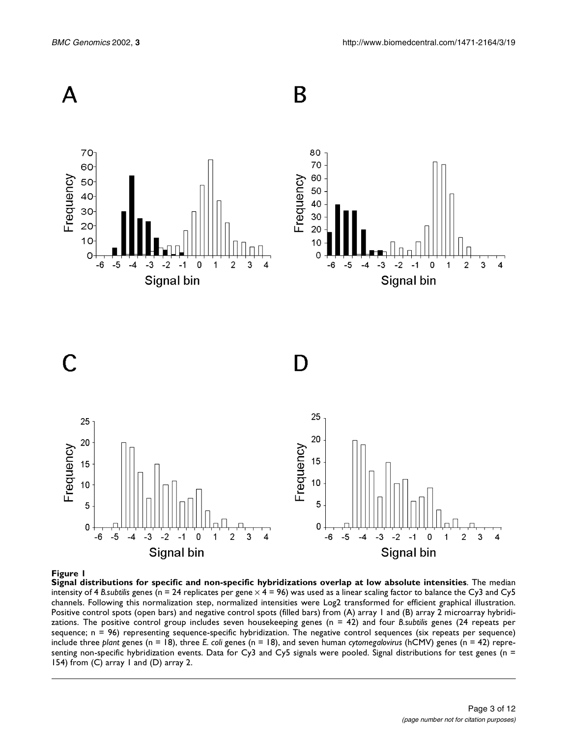**Figure 1**

**Signal distributions for specific and non-specific hybridizations overlap at low absolute intensities**. The median intensity of 4 *B.subtilis* genes (n = 24 replicates per gene × 4 = 96) was used as a linear scaling factor to balance the Cy3 and Cy5 channels. Following this normalization step, normalized intensities were Log2 transformed for efficient graphical illustration. Positive control spots (open bars) and negative control spots (filled bars) from (A) array 1 and (B) array 2 microarray hybridizations. The positive control group includes seven housekeeping genes (n = 42) and four *B.subtilis* genes (24 repeats per sequence; n = 96) representing sequence-specific hybridization. The negative control sequences (six repeats per sequence) include three *plant* genes (n = 18), three *E. coli* genes (n = 18), and seven human *cytomegalovirus* (hCMV) genes (n = 42) representing non-specific hybridization events. Data for Cy3 and Cy5 signals were pooled. Signal distributions for test genes (n = 154) from (C) array 1 and (D) array 2.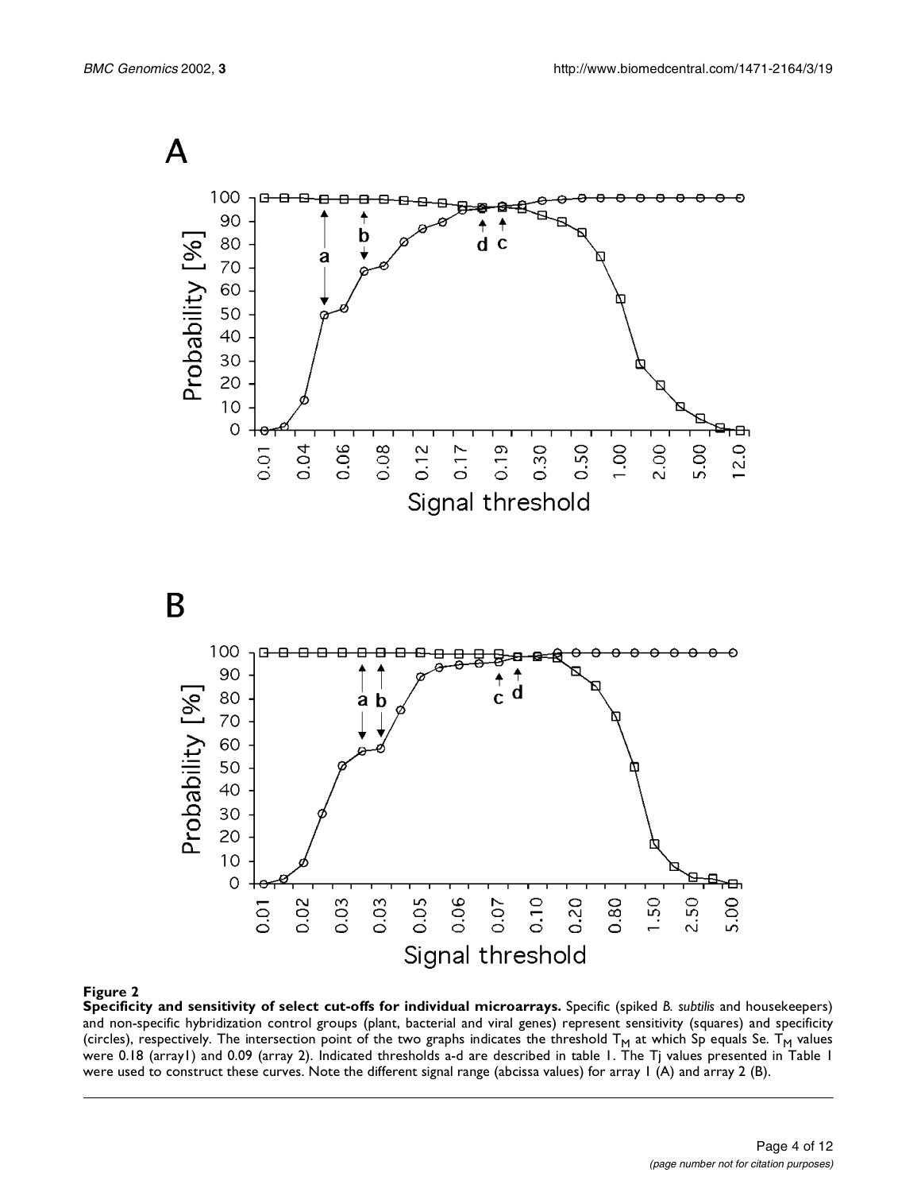**Figure 2**

**Specificity and sensitivity of select cut-offs for individual microarrays.** Specific (spiked *B. subtilis* and housekeepers) and non-specific hybridization control groups (plant, bacterial and viral genes) represent sensitivity (squares) and specificity (circles), respectively. The intersection point of the two graphs indicates the threshold $T_M$ at which Sp equals Se. $T_M$ values were 0.18 (array1) and 0.09 (array 2). Indicated thresholds a-d are described in table 1. The Tj values presented in Table 1 were used to construct these curves. Note the different signal range (abcissa values) for array 1 (A) and array 2 (B).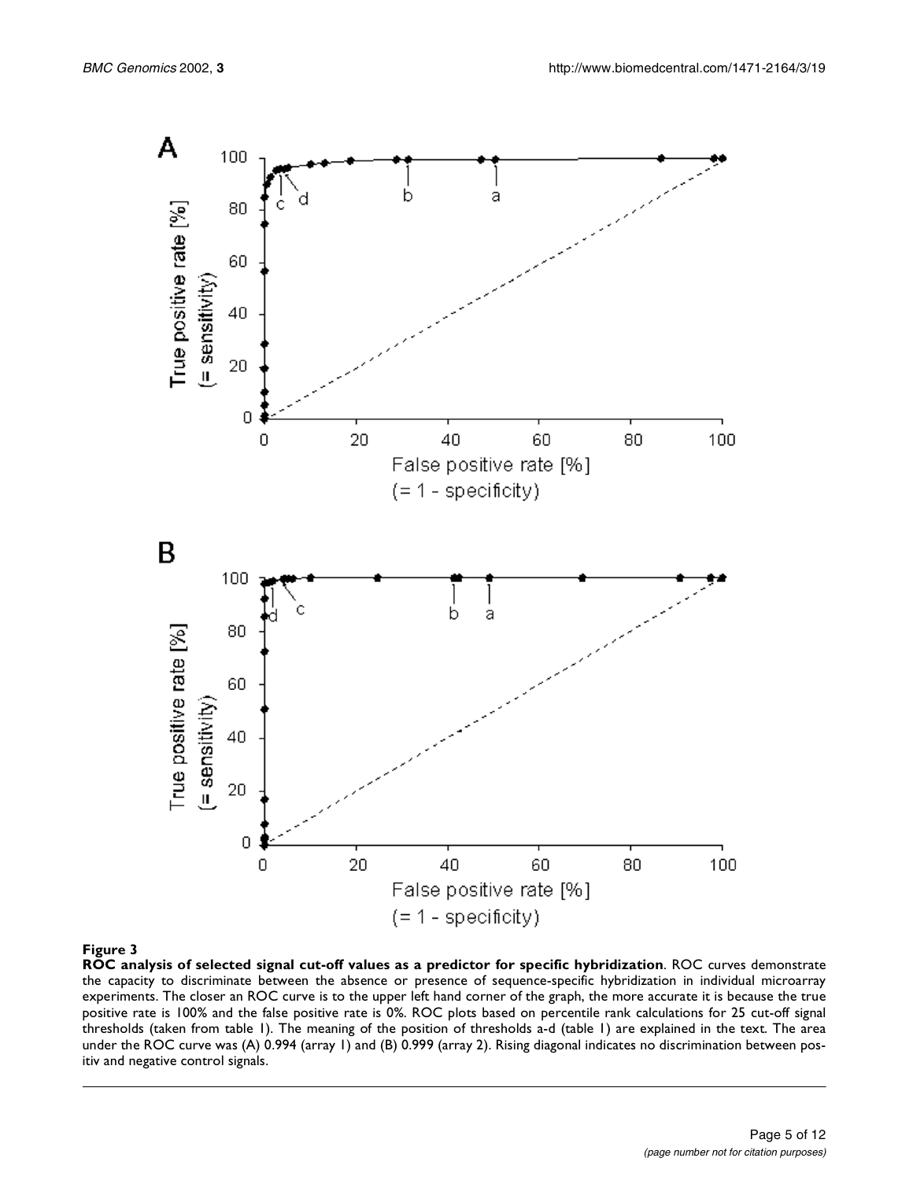**Figure 3**

**ROC analysis of selected signal cut-off values as a predictor for specific hybridization**. ROC curves demonstrate the capacity to discriminate between the absence or presence of sequence-specific hybridization in individual microarray experiments. The closer an ROC curve is to the upper left hand corner of the graph, the more accurate it is because the true positive rate is 100% and the false positive rate is 0%. ROC plots based on percentile rank calculations for 25 cut-off signal thresholds (taken from table 1). The meaning of the position of thresholds a-d (table 1) are explained in the text. The area under the ROC curve was (A) 0.994 (array 1) and (B) 0.999 (array 2). Rising diagonal indicates no discrimination between positiv and negative control signals.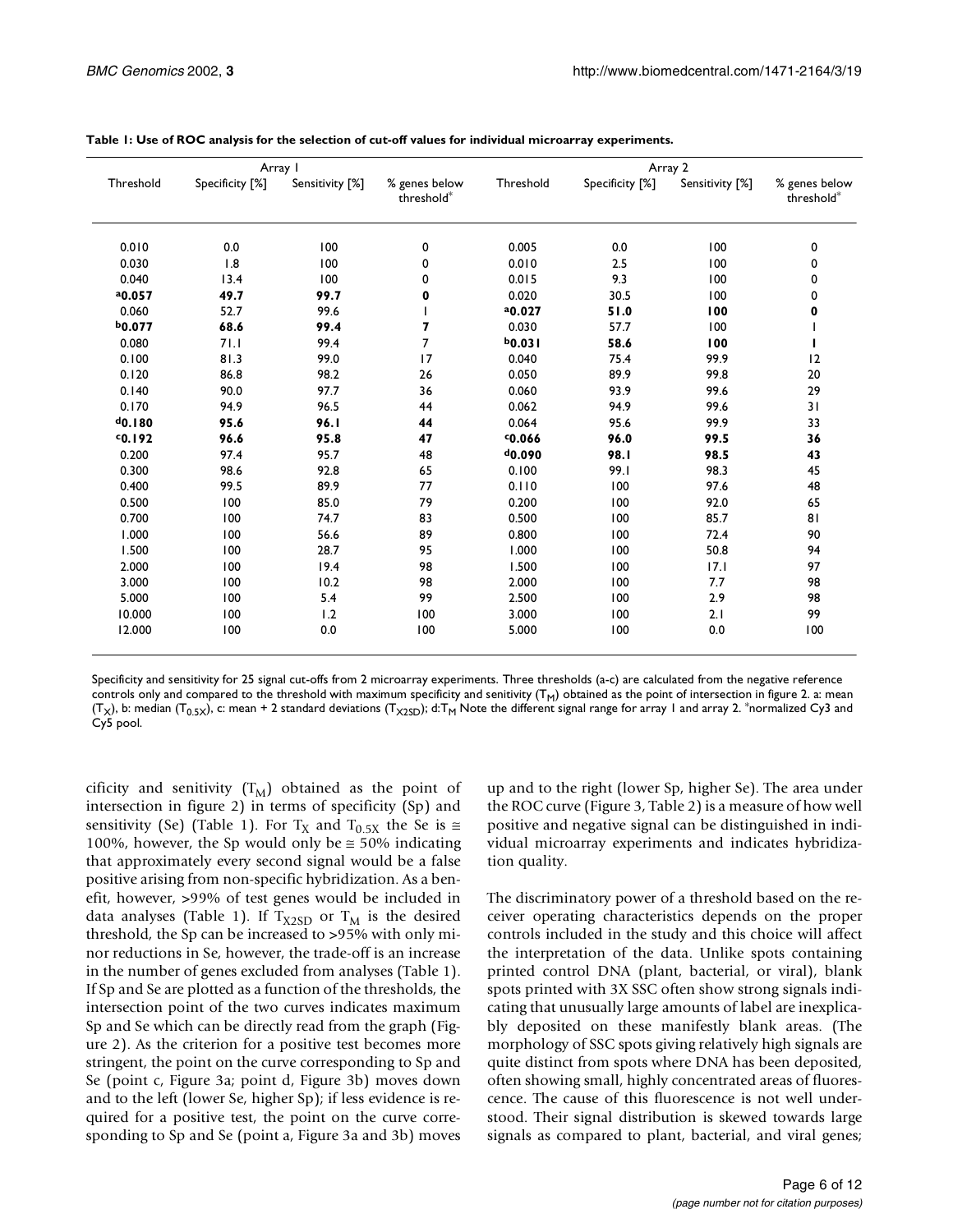**Table 1: Use of ROC analysis for the selection of cut-off values for individual microarray experiments.**

| Array 1 | | | | Array 2 | | | |
|---|---|---|---|---|---|---|---|
| Threshold | Specificity [%] | Sensitivity [%] | % genes below threshold* | Threshold | Specificity [%] | Sensitivity [%] | % genes below threshold* |
| 0.010 | 0.0 | 100 | 0 | 0.005 | 0.0 | 100 | 0 |
| 0.030 | 1.8 | 100 | 0 | 0.010 | 2.5 | 100 | 0 |
| 0.040 | 13.4 | 100 | 0 | 0.015 | 9.3 | 100 | 0 |
| **[a]0.057** | **49.7** | **99.7** | **0** | 0.020 | 30.5 | 100 | 0 |
| 0.060 | 52.7 | 99.6 | 1 | **[a]0.027** | **51.0** | **100** | **0** |
| **[b]0.077** | **68.6** | **99.4** | **7** | 0.030 | 57.7 | 100 | 1 |
| 0.080 | 71.1 | 99.4 | 7 | **[b]0.031** | **58.6** | **100** | **1** |
| 0.100 | 81.3 | 99.0 | 17 | 0.040 | 75.4 | 99.9 | 12 |
| 0.120 | 86.8 | 98.2 | 26 | 0.050 | 89.9 | 99.8 | 20 |
| 0.140 | 90.0 | 97.7 | 36 | 0.060 | 93.9 | 99.6 | 29 |
| 0.170 | 94.9 | 96.5 | 44 | 0.062 | 94.9 | 99.6 | 31 |
| **[d]0.180** | **95.6** | **96.1** | **44** | 0.064 | 95.6 | 99.9 | 33 |
| **[c]0.192** | **96.6** | **95.8** | **47** | **[c]0.066** | **96.0** | **99.5** | **36** |
| 0.200 | 97.4 | 95.7 | 48 | **[d]0.090** | **98.1** | **98.5** | **43** |
| 0.300 | 98.6 | 92.8 | 65 | 0.100 | 99.1 | 98.3 | 45 |
| 0.400 | 99.5 | 89.9 | 77 | 0.110 | 100 | 97.6 | 48 |
| 0.500 | 100 | 85.0 | 79 | 0.200 | 100 | 92.0 | 65 |
| 0.700 | 100 | 74.7 | 83 | 0.500 | 100 | 85.7 | 81 |
| 1.000 | 100 | 56.6 | 89 | 0.800 | 100 | 72.4 | 90 |
| 1.500 | 100 | 28.7 | 95 | 1.000 | 100 | 50.8 | 94 |
| 2.000 | 100 | 19.4 | 98 | 1.500 | 100 | 17.1 | 97 |
| 3.000 | 100 | 10.2 | 98 | 2.000 | 100 | 7.7 | 98 |
| 5.000 | 100 | 5.4 | 99 | 2.500 | 100 | 2.9 | 98 |
| 10.000 | 100 | 1.2 | 100 | 3.000 | 100 | 2.1 | 99 |
| 12.000 | 100 | 0.0 | 100 | 5.000 | 100 | 0.0 | 100 |

Specificity and sensitivity for 25 signal cut-offs from 2 microarray experiments. Three thresholds (a-c) are calculated from the negative reference controls only and compared to the threshold with maximum specificity and senitivity ($T_M$) obtained as the point of intersection in figure 2. a: mean ($T_X$), b: median ($T_{0.5X}$), c: mean + 2 standard deviations ($T_{X2SD}$); d:$T_M$ Note the different signal range for array 1 and array 2. *normalized Cy3 and Cy5 pool.

cificity and senitivity ($T_M$) obtained as the point of intersection in figure 2) in terms of specificity (Sp) and sensitivity (Se) (Table 1). For $T_X$ and $T_{0.5X}$ the Se is ≅ 100%, however, the Sp would only be ≅ 50% indicating that approximately every second signal would be a false positive arising from non-specific hybridization. As a benefit, however, >99% of test genes would be included in data analyses (Table 1). If $T_{X2SD}$ or $T_M$ is the desired threshold, the Sp can be increased to >95% with only minor reductions in Se, however, the trade-off is an increase in the number of genes excluded from analyses (Table 1). If Sp and Se are plotted as a function of the thresholds, the intersection point of the two curves indicates maximum Sp and Se which can be directly read from the graph (Figure 2). As the criterion for a positive test becomes more stringent, the point on the curve corresponding to Sp and Se (point c, Figure 3a; point d, Figure 3b) moves down and to the left (lower Se, higher Sp); if less evidence is required for a positive test, the point on the curve corresponding to Sp and Se (point a, Figure 3a and 3b) moves up and to the right (lower Sp, higher Se). The area under the ROC curve (Figure 3, Table 2) is a measure of how well positive and negative signal can be distinguished in individual microarray experiments and indicates hybridization quality.

The discriminatory power of a threshold based on the receiver operating characteristics depends on the proper controls included in the study and this choice will affect the interpretation of the data. Unlike spots containing printed control DNA (plant, bacterial, or viral), blank spots printed with 3X SSC often show strong signals indicating that unusually large amounts of label are inexplicably deposited on these manifestly blank areas. (The morphology of SSC spots giving relatively high signals are quite distinct from spots where DNA has been deposited, often showing small, highly concentrated areas of fluorescence. The cause of this fluorescence is not well understood. Their signal distribution is skewed towards large signals as compared to plant, bacterial, and viral genes;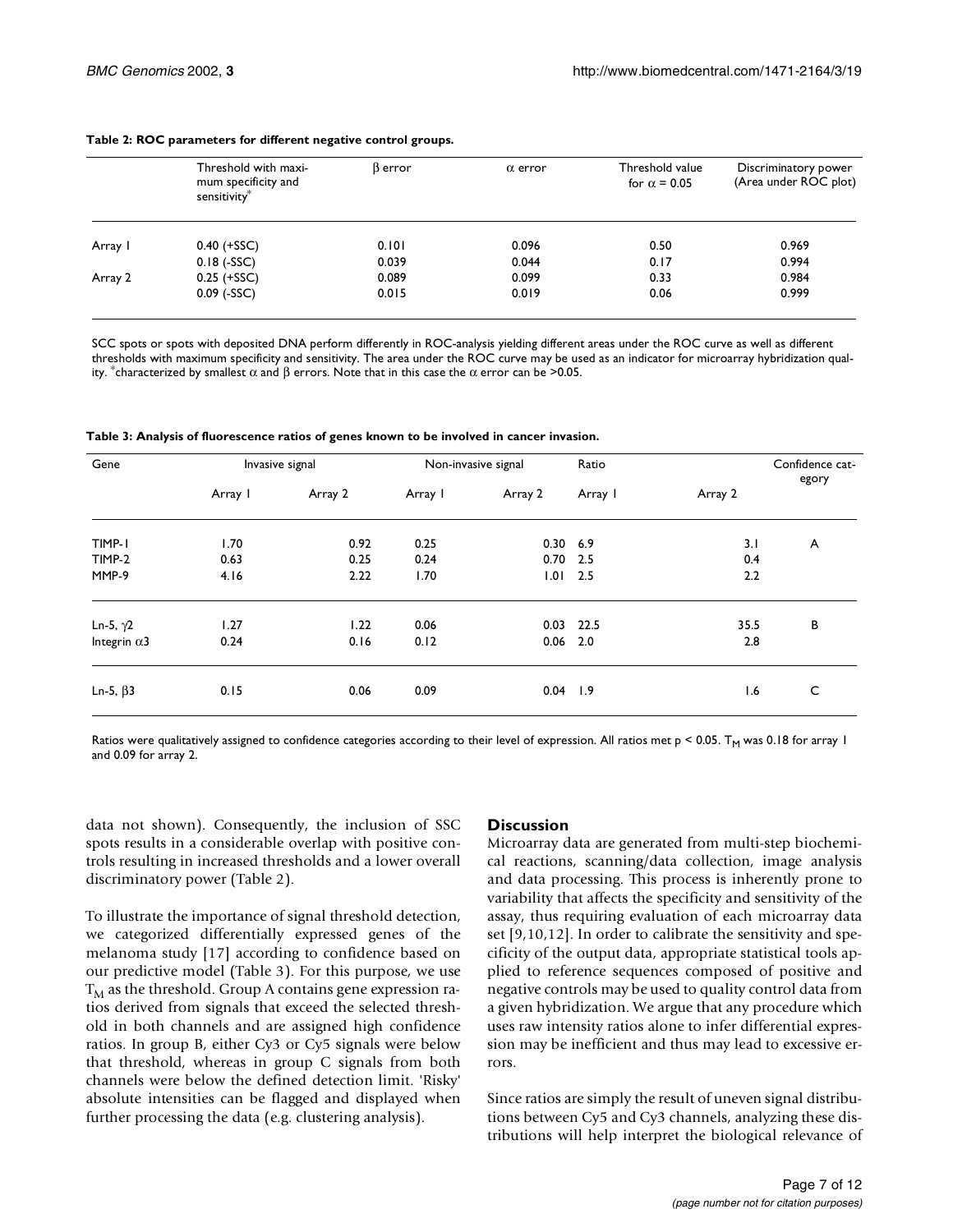**Table 2: ROC parameters for different negative control groups.**

| | Threshold with maximum specificity and sensitivity* | $\beta$ error | $\alpha$ error | Threshold value for $\alpha = 0.05$ | Discriminatory power (Area under ROC plot) |
|---|---|---|---|---|---|
| Array 1 | 0.40 (+SSC) | 0.101 | 0.096 | 0.50 | 0.969 |
| | 0.18 (-SSC) | 0.039 | 0.044 | 0.17 | 0.994 |
| Array 2 | 0.25 (+SSC) | 0.089 | 0.099 | 0.33 | 0.984 |
| | 0.09 (-SSC) | 0.015 | 0.019 | 0.06 | 0.999 |

SCC spots or spots with deposited DNA perform differently in ROC-analysis yielding different areas under the ROC curve as well as different thresholds with maximum specificity and sensitivity. The area under the ROC curve may be used as an indicator for microarray hybridization quality. *characterized by smallest $\alpha$ and $\beta$ errors. Note that in this case the $\alpha$ error can be >0.05.

**Table 3: Analysis of fluorescence ratios of genes known to be involved in cancer invasion.**

| Gene | Invasive signal | | Non-invasive signal | | Ratio | | Confidence category |
|---|---|---|---|---|---|---|---|
| | Array 1 | Array 2 | Array 1 | Array 2 | Array 1 | Array 2 | |
| TIMP-1 | 1.70 | 0.92 | 0.25 | 0.30 | 6.9 | 3.1 | A |
| TIMP-2 | 0.63 | 0.25 | 0.24 | 0.70 | 2.5 | 0.4 | |
| MMP-9 | 4.16 | 2.22 | 1.70 | 1.01 | 2.5 | 2.2 | |
| Ln-5, $\gamma$2 | 1.27 | 1.22 | 0.06 | 0.03 | 22.5 | 35.5 | B |
| Integrin $\alpha$3 | 0.24 | 0.16 | 0.12 | 0.06 | 2.0 | 2.8 | |
| Ln-5, $\beta$3 | 0.15 | 0.06 | 0.09 | 0.04 | 1.9 | 1.6 | C |

Ratios were qualitatively assigned to confidence categories according to their level of expression. All ratios met $p < 0.05$. $T_M$ was 0.18 for array 1 and 0.09 for array 2.

data not shown). Consequently, the inclusion of SSC spots results in a considerable overlap with positive controls resulting in increased thresholds and a lower overall discriminatory power (Table 2).

To illustrate the importance of signal threshold detection, we categorized differentially expressed genes of the melanoma study [17] according to confidence based on our predictive model (Table 3). For this purpose, we use $T_M$ as the threshold. Group A contains gene expression ratios derived from signals that exceed the selected threshold in both channels and are assigned high confidence ratios. In group B, either Cy3 or Cy5 signals were below that threshold, whereas in group C signals from both channels were below the defined detection limit. 'Risky' absolute intensities can be flagged and displayed when further processing the data (e.g. clustering analysis).

## Discussion

Microarray data are generated from multi-step biochemical reactions, scanning/data collection, image analysis and data processing. This process is inherently prone to variability that affects the specificity and sensitivity of the assay, thus requiring evaluation of each microarray data set [9,10,12]. In order to calibrate the sensitivity and specificity of the output data, appropriate statistical tools applied to reference sequences composed of positive and negative controls may be used to quality control data from a given hybridization. We argue that any procedure which uses raw intensity ratios alone to infer differential expression may be inefficient and thus may lead to excessive errors.

Since ratios are simply the result of uneven signal distributions between Cy5 and Cy3 channels, analyzing these distributions will help interpret the biological relevance of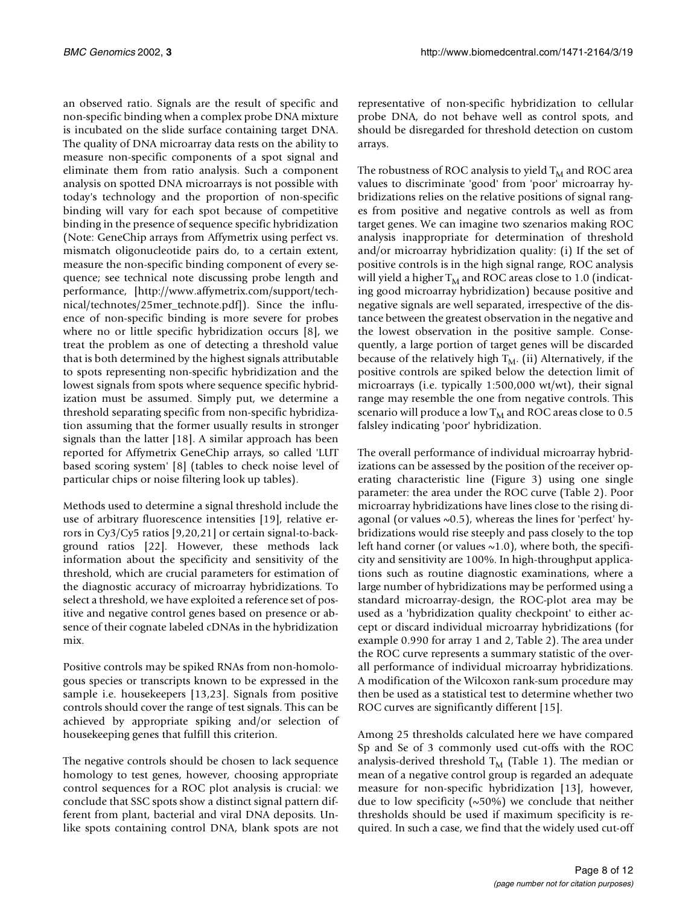an observed ratio. Signals are the result of specific and non-specific binding when a complex probe DNA mixture is incubated on the slide surface containing target DNA. The quality of DNA microarray data rests on the ability to measure non-specific components of a spot signal and eliminate them from ratio analysis. Such a component analysis on spotted DNA microarrays is not possible with today's technology and the proportion of non-specific binding will vary for each spot because of competitive binding in the presence of sequence specific hybridization (Note: GeneChip arrays from Affymetrix using perfect vs. mismatch oligonucleotide pairs do, to a certain extent, measure the non-specific binding component of every sequence; see technical note discussing probe length and performance, [http://www.affymetrix.com/support/technical/technotes/25mer_technote.pdf]). Since the influence of non-specific binding is more severe for probes where no or little specific hybridization occurs [8], we treat the problem as one of detecting a threshold value that is both determined by the highest signals attributable to spots representing non-specific hybridization and the lowest signals from spots where sequence specific hybridization must be assumed. Simply put, we determine a threshold separating specific from non-specific hybridization assuming that the former usually results in stronger signals than the latter [18]. A similar approach has been reported for Affymetrix GeneChip arrays, so called 'LUT based scoring system' [8] (tables to check noise level of particular chips or noise filtering look up tables).

Methods used to determine a signal threshold include the use of arbitrary fluorescence intensities [19], relative errors in Cy3/Cy5 ratios [9,20,21] or certain signal-to-background ratios [22]. However, these methods lack information about the specificity and sensitivity of the threshold, which are crucial parameters for estimation of the diagnostic accuracy of microarray hybridizations. To select a threshold, we have exploited a reference set of positive and negative control genes based on presence or absence of their cognate labeled cDNAs in the hybridization mix.

Positive controls may be spiked RNAs from non-homologous species or transcripts known to be expressed in the sample i.e. housekeepers [13,23]. Signals from positive controls should cover the range of test signals. This can be achieved by appropriate spiking and/or selection of housekeeping genes that fulfill this criterion.

The negative controls should be chosen to lack sequence homology to test genes, however, choosing appropriate control sequences for a ROC plot analysis is crucial: we conclude that SSC spots show a distinct signal pattern different from plant, bacterial and viral DNA deposits. Unlike spots containing control DNA, blank spots are not representative of non-specific hybridization to cellular probe DNA, do not behave well as control spots, and should be disregarded for threshold detection on custom arrays.

The robustness of ROC analysis to yield $T_M$ and ROC area values to discriminate 'good' from 'poor' microarray hybridizations relies on the relative positions of signal ranges from positive and negative controls as well as from target genes. We can imagine two szenarios making ROC analysis inappropriate for determination of threshold and/or microarray hybridization quality: (i) If the set of positive controls is in the high signal range, ROC analysis will yield a higher $T_M$ and ROC areas close to 1.0 (indicating good microarray hybridization) because positive and negative signals are well separated, irrespective of the distance between the greatest observation in the negative and the lowest observation in the positive sample. Consequently, a large portion of target genes will be discarded because of the relatively high $T_M$. (ii) Alternatively, if the positive controls are spiked below the detection limit of microarrays (i.e. typically 1:500,000 wt/wt), their signal range may resemble the one from negative controls. This scenario will produce a low $T_M$ and ROC areas close to 0.5 falsley indicating 'poor' hybridization.

The overall performance of individual microarray hybridizations can be assessed by the position of the receiver operating characteristic line (Figure 3) using one single parameter: the area under the ROC curve (Table 2). Poor microarray hybridizations have lines close to the rising diagonal (or values ~0.5), whereas the lines for 'perfect' hybridizations would rise steeply and pass closely to the top left hand corner (or values ~1.0), where both, the specificity and sensitivity are 100%. In high-throughput applications such as routine diagnostic examinations, where a large number of hybridizations may be performed using a standard microarray-design, the ROC-plot area may be used as a 'hybridization quality checkpoint' to either accept or discard individual microarray hybridizations (for example 0.990 for array 1 and 2, Table 2). The area under the ROC curve represents a summary statistic of the overall performance of individual microarray hybridizations. A modification of the Wilcoxon rank-sum procedure may then be used as a statistical test to determine whether two ROC curves are significantly different [15].

Among 25 thresholds calculated here we have compared Sp and Se of 3 commonly used cut-offs with the ROC analysis-derived threshold $T_M$ (Table 1). The median or mean of a negative control group is regarded an adequate measure for non-specific hybridization [13], however, due to low specificity (~50%) we conclude that neither thresholds should be used if maximum specificity is required. In such a case, we find that the widely used cut-off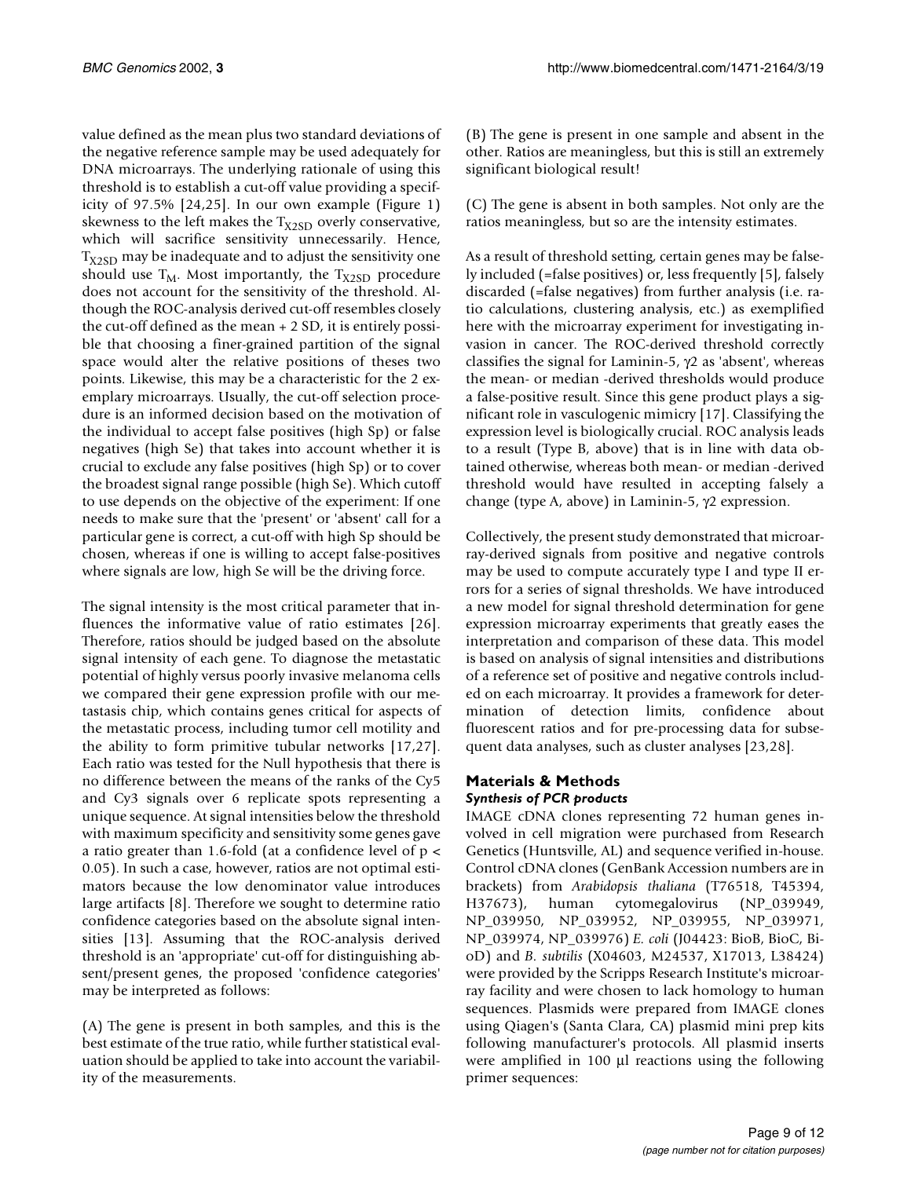value defined as the mean plus two standard deviations of the negative reference sample may be used adequately for DNA microarrays. The underlying rationale of using this threshold is to establish a cut-off value providing a specificity of 97.5% [24,25]. In our own example (Figure 1) skewness to the left makes the $T_{X2SD}$ overly conservative, which will sacrifice sensitivity unnecessarily. Hence, $T_{X2SD}$ may be inadequate and to adjust the sensitivity one should use $T_M$. Most importantly, the $T_{X2SD}$ procedure does not account for the sensitivity of the threshold. Although the ROC-analysis derived cut-off resembles closely the cut-off defined as the mean + 2 SD, it is entirely possible that choosing a finer-grained partition of the signal space would alter the relative positions of theses two points. Likewise, this may be a characteristic for the 2 exemplary microarrays. Usually, the cut-off selection procedure is an informed decision based on the motivation of the individual to accept false positives (high Sp) or false negatives (high Se) that takes into account whether it is crucial to exclude any false positives (high Sp) or to cover the broadest signal range possible (high Se). Which cutoff to use depends on the objective of the experiment: If one needs to make sure that the 'present' or 'absent' call for a particular gene is correct, a cut-off with high Sp should be chosen, whereas if one is willing to accept false-positives where signals are low, high Se will be the driving force.

The signal intensity is the most critical parameter that influences the informative value of ratio estimates [26]. Therefore, ratios should be judged based on the absolute signal intensity of each gene. To diagnose the metastatic potential of highly versus poorly invasive melanoma cells we compared their gene expression profile with our metastasis chip, which contains genes critical for aspects of the metastatic process, including tumor cell motility and the ability to form primitive tubular networks [17,27]. Each ratio was tested for the Null hypothesis that there is no difference between the means of the ranks of the Cy5 and Cy3 signals over 6 replicate spots representing a unique sequence. At signal intensities below the threshold with maximum specificity and sensitivity some genes gave a ratio greater than 1.6-fold (at a confidence level of $p < 0.05$). In such a case, however, ratios are not optimal estimators because the low denominator value introduces large artifacts [8]. Therefore we sought to determine ratio confidence categories based on the absolute signal intensities [13]. Assuming that the ROC-analysis derived threshold is an 'appropriate' cut-off for distinguishing absent/present genes, the proposed 'confidence categories' may be interpreted as follows:

(A) The gene is present in both samples, and this is the best estimate of the true ratio, while further statistical evaluation should be applied to take into account the variability of the measurements.

(B) The gene is present in one sample and absent in the other. Ratios are meaningless, but this is still an extremely significant biological result!

(C) The gene is absent in both samples. Not only are the ratios meaningless, but so are the intensity estimates.

As a result of threshold setting, certain genes may be falsely included (=false positives) or, less frequently [5], falsely discarded (=false negatives) from further analysis (i.e. ratio calculations, clustering analysis, etc.) as exemplified here with the microarray experiment for investigating invasion in cancer. The ROC-derived threshold correctly classifies the signal for Laminin-5, γ2 as 'absent', whereas the mean- or median -derived thresholds would produce a false-positive result. Since this gene product plays a significant role in vasculogenic mimicry [17]. Classifying the expression level is biologically crucial. ROC analysis leads to a result (Type B, above) that is in line with data obtained otherwise, whereas both mean- or median -derived threshold would have resulted in accepting falsely a change (type A, above) in Laminin-5, γ2 expression.

Collectively, the present study demonstrated that microarray-derived signals from positive and negative controls may be used to compute accurately type I and type II errors for a series of signal thresholds. We have introduced a new model for signal threshold determination for gene expression microarray experiments that greatly eases the interpretation and comparison of these data. This model is based on analysis of signal intensities and distributions of a reference set of positive and negative controls included on each microarray. It provides a framework for determination of detection limits, confidence about fluorescent ratios and for pre-processing data for subsequent data analyses, such as cluster analyses [23,28].

## Materials & Methods

### *Synthesis of PCR products*

IMAGE cDNA clones representing 72 human genes involved in cell migration were purchased from Research Genetics (Huntsville, AL) and sequence verified in-house. Control cDNA clones (GenBank Accession numbers are in brackets) from *Arabidopsis thaliana* (T76518, T45394, H37673), human cytomegalovirus (NP_039949, NP_039950, NP_039952, NP_039955, NP_039971, NP_039974, NP_039976) *E. coli* (J04423: BioB, BioC, BioD) and *B. subtilis* (X04603, M24537, X17013, L38424) were provided by the Scripps Research Institute's microarray facility and were chosen to lack homology to human sequences. Plasmids were prepared from IMAGE clones using Qiagen's (Santa Clara, CA) plasmid mini prep kits following manufacturer's protocols. All plasmid inserts were amplified in 100 µl reactions using the following primer sequences: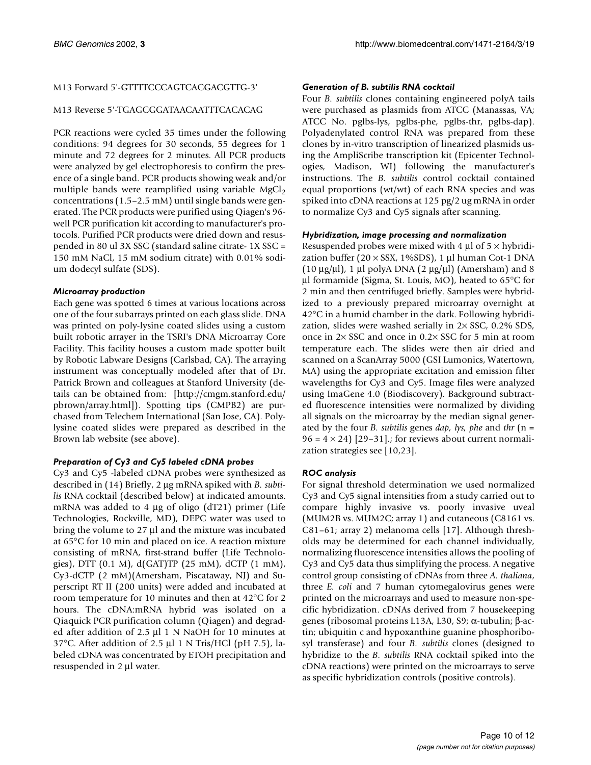M13 Forward 5'-GTTTTCCCAGTCACGACGTTG-3'

M13 Reverse 5'-TGAGCGGATAACAATTTCACACAG

PCR reactions were cycled 35 times under the following conditions: 94 degrees for 30 seconds, 55 degrees for 1 minute and 72 degrees for 2 minutes. All PCR products were analyzed by gel electrophoresis to confirm the presence of a single band. PCR products showing weak and/or multiple bands were reamplified using variable $MgCl_2$ concentrations (1.5–2.5 mM) until single bands were generated. The PCR products were purified using Qiagen's 96-well PCR purification kit according to manufacturer's protocols. Purified PCR products were dried down and resuspended in 80 ul 3X SSC (standard saline citrate- 1X SSC = 150 mM NaCl, 15 mM sodium citrate) with 0.01% sodium dodecyl sulfate (SDS).

### *Microarray production*

Each gene was spotted 6 times at various locations across one of the four subarrays printed on each glass slide. DNA was printed on poly-lysine coated slides using a custom built robotic arrayer in the TSRI's DNA Microarray Core Facility. This facility houses a custom made spotter built by Robotic Labware Designs (Carlsbad, CA). The arraying instrument was conceptually modeled after that of Dr. Patrick Brown and colleagues at Stanford University (details can be obtained from: [http://cmgm.stanford.edu/pbrown/array.html]). Spotting tips (CMPB2) are purchased from Telechem International (San Jose, CA). Poly-lysine coated slides were prepared as described in the Brown lab website (see above).

### *Preparation of Cy3 and Cy5 labeled cDNA probes*

Cy3 and Cy5 -labeled cDNA probes were synthesized as described in (14) Briefly, 2 μg mRNA spiked with *B. subtilis* RNA cocktail (described below) at indicated amounts. mRNA was added to 4 μg of oligo (dT21) primer (Life Technologies, Rockville, MD), DEPC water was used to bring the volume to 27 μl and the mixture was incubated at 65°C for 10 min and placed on ice. A reaction mixture consisting of mRNA, first-strand buffer (Life Technologies), DTT (0.1 M), d(GAT)TP (25 mM), dCTP (1 mM), Cy3-dCTP (2 mM)(Amersham, Piscataway, NJ) and Superscript RT II (200 units) were added and incubated at room temperature for 10 minutes and then at 42°C for 2 hours. The cDNA:mRNA hybrid was isolated on a Qiaquick PCR purification column (Qiagen) and degraded after addition of 2.5 μl 1 N NaOH for 10 minutes at 37°C. After addition of 2.5 μl 1 N Tris/HCl (pH 7.5), labeled cDNA was concentrated by ETOH precipitation and resuspended in 2 μl water.

### *Generation of B. subtilis RNA cocktail*

Four *B. subtilis* clones containing engineered polyA tails were purchased as plasmids from ATCC (Manassas, VA; ATCC No. pglbs-lys, pglbs-phe, pglbs-thr, pglbs-dap). Polyadenylated control RNA was prepared from these clones by in-vitro transcription of linearized plasmids using the AmpliScribe transcription kit (Epicenter Technologies, Madison, WI) following the manufacturer's instructions. The *B. subtilis* control cocktail contained equal proportions (wt/wt) of each RNA species and was spiked into cDNA reactions at 125 pg/2 ug mRNA in order to normalize Cy3 and Cy5 signals after scanning.

### *Hybridization, image processing and normalization*

Resuspended probes were mixed with 4 μl of 5 × hybridization buffer (20 × SSX, 1%SDS), 1 μl human Cot-1 DNA (10 μg/μl), 1 μl polyA DNA (2 μg/μl) (Amersham) and 8 μl formamide (Sigma, St. Louis, MO), heated to 65°C for 2 min and then centrifuged briefly. Samples were hybridized to a previously prepared microarray overnight at 42°C in a humid chamber in the dark. Following hybridization, slides were washed serially in 2× SSC, 0.2% SDS, once in 2× SSC and once in 0.2× SSC for 5 min at room temperature each. The slides were then air dried and scanned on a ScanArray 5000 (GSI Lumonics, Watertown, MA) using the appropriate excitation and emission filter wavelengths for Cy3 and Cy5. Image files were analyzed using ImaGene 4.0 (Biodiscovery). Background subtracted fluorescence intensities were normalized by dividing all signals on the microarray by the median signal generated by the four *B. subtilis* genes *dap, lys, phe* and *thr* ($n = 96 = 4 \times 24$) [29–31].; for reviews about current normalization strategies see [10,23].

### *ROC analysis*

For signal threshold determination we used normalized Cy3 and Cy5 signal intensities from a study carried out to compare highly invasive vs. poorly invasive uveal (MUM2B vs. MUM2C; array 1) and cutaneous (C8161 vs. C81–61; array 2) melanoma cells [17]. Although thresholds may be determined for each channel individually, normalizing fluorescence intensities allows the pooling of Cy3 and Cy5 data thus simplifying the process. A negative control group consisting of cDNAs from three *A. thaliana*, three *E. coli* and 7 human cytomegalovirus genes were printed on the microarrays and used to measure non-specific hybridization. cDNAs derived from 7 housekeeping genes (ribosomal proteins L13A, L30, S9; α-tubulin; β-actin; ubiquitin c and hypoxanthine guanine phosphoribosyl transferase) and four *B. subtilis* clones (designed to hybridize to the *B. subtilis* RNA cocktail spiked into the cDNA reactions) were printed on the microarrays to serve as specific hybridization controls (positive controls).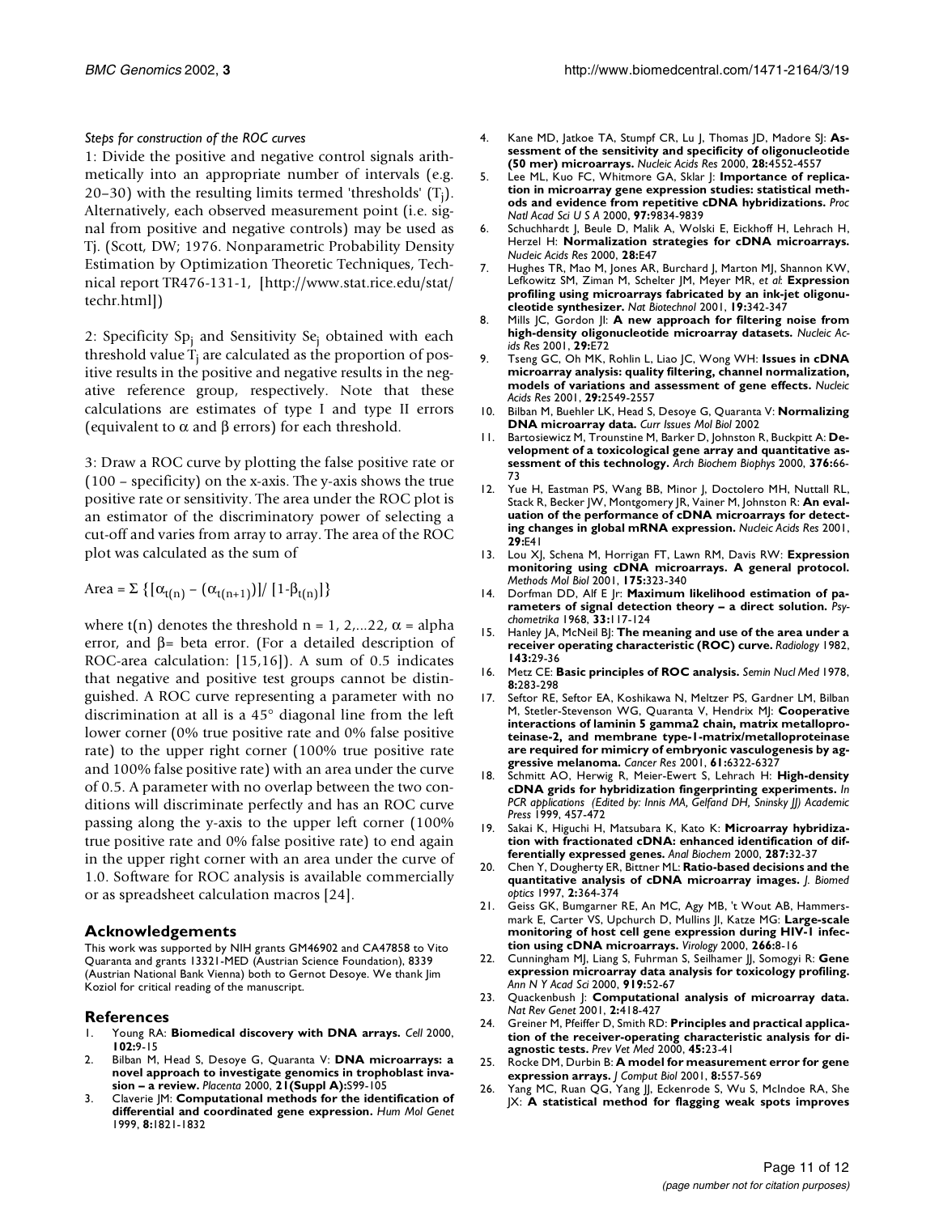*Steps for construction of the ROC curves*

1: Divide the positive and negative control signals arithmetically into an appropriate number of intervals (e.g. 20–30) with the resulting limits termed 'thresholds' ($T_j$). Alternatively, each observed measurement point (i.e. signal from positive and negative controls) may be used as Tj. (Scott, DW; 1976. Nonparametric Probability Density Estimation by Optimization Theoretic Techniques, Technical report TR476-131-1, [http://www.stat.rice.edu/stat/techr.html])

2: Specificity $Sp_j$ and Sensitivity $Se_j$ obtained with each threshold value $T_j$ are calculated as the proportion of positive results in the positive and negative results in the negative reference group, respectively. Note that these calculations are estimates of type I and type II errors (equivalent to $\alpha$ and $\beta$ errors) for each threshold.

3: Draw a ROC curve by plotting the false positive rate or (100 – specificity) on the x-axis. The y-axis shows the true positive rate or sensitivity. The area under the ROC plot is an estimator of the discriminatory power of selecting a cut-off and varies from array to array. The area of the ROC plot was calculated as the sum of

$$\text{Area} = \Sigma \{[\alpha_{t(n)} - (\alpha_{t(n+1)})]/ [1-\beta_{t(n)}]\}$$

where t(n) denotes the threshold n = 1, 2,...22, $\alpha$ = alpha error, and $\beta$= beta error. (For a detailed description of ROC-area calculation: [15,16]). A sum of 0.5 indicates that negative and positive test groups cannot be distinguished. A ROC curve representing a parameter with no discrimination at all is a 45° diagonal line from the left lower corner (0% true positive rate and 0% false positive rate) to the upper right corner (100% true positive rate and 100% false positive rate) with an area under the curve of 0.5. A parameter with no overlap between the two conditions will discriminate perfectly and has an ROC curve passing along the y-axis to the upper left corner (100% true positive rate and 0% false positive rate) to end again in the upper right corner with an area under the curve of 1.0. Software for ROC analysis is available commercially or as spreadsheet calculation macros [24].

## Acknowledgements

This work was supported by NIH grants GM46902 and CA47858 to Vito Quaranta and grants 13321-MED (Austrian Science Foundation), 8339 (Austrian National Bank Vienna) both to Gernot Desoye. We thank Jim Koziol for critical reading of the manuscript.

## References

1. Young RA: **Biomedical discovery with DNA arrays.** *Cell* 2000, **102:**9-15
2. Bilban M, Head S, Desoye G, Quaranta V: **DNA microarrays: a novel approach to investigate genomics in trophoblast invasion – a review.** *Placenta* 2000, **21(Suppl A):**S99-105
3. Claverie JM: **Computational methods for the identification of differential and coordinated gene expression.** *Hum Mol Genet* 1999, **8:**1821-1832
4. Kane MD, Jatkoe TA, Stumpf CR, Lu J, Thomas JD, Madore SJ: **Assessment of the sensitivity and specificity of oligonucleotide (50 mer) microarrays.** *Nucleic Acids Res* 2000, **28:**4552-4557
5. Lee ML, Kuo FC, Whitmore GA, Sklar J: **Importance of replication in microarray gene expression studies: statistical methods and evidence from repetitive cDNA hybridizations.** *Proc Natl Acad Sci U S A* 2000, **97:**9834-9839
6. Schuchhardt J, Beule D, Malik A, Wolski E, Eickhoff H, Lehrach H, Herzel H: **Normalization strategies for cDNA microarrays.** *Nucleic Acids Res* 2000, **28:**E47
7. Hughes TR, Mao M, Jones AR, Burchard J, Marton MJ, Shannon KW, Lefkowitz SM, Ziman M, Schelter JM, Meyer MR, *et al*: **Expression profiling using microarrays fabricated by an ink-jet oligonucleotide synthesizer.** *Nat Biotechnol* 2001, **19:**342-347
8. Mills JC, Gordon JI: **A new approach for filtering noise from high-density oligonucleotide microarray datasets.** *Nucleic Acids Res* 2001, **29:**E72
9. Tseng GC, Oh MK, Rohlin L, Liao JC, Wong WH: **Issues in cDNA microarray analysis: quality filtering, channel normalization, models of variations and assessment of gene effects.** *Nucleic Acids Res* 2001, **29:**2549-2557
10. Bilban M, Buehler LK, Head S, Desoye G, Quaranta V: **Normalizing DNA microarray data.** *Curr Issues Mol Biol* 2002
11. Bartosiewicz M, Trounstine M, Barker D, Johnston R, Buckpitt A: **Development of a toxicological gene array and quantitative assessment of this technology.** *Arch Biochem Biophys* 2000, **376:**66-73
12. Yue H, Eastman PS, Wang BB, Minor J, Doctolero MH, Nuttall RL, Stack R, Becker JW, Montgomery JR, Vainer M, Johnston R: **An evaluation of the performance of cDNA microarrays for detecting changes in global mRNA expression.** *Nucleic Acids Res* 2001, **29:**E41
13. Lou XJ, Schena M, Horrigan FT, Lawn RM, Davis RW: **Expression monitoring using cDNA microarrays. A general protocol.** *Methods Mol Biol* 2001, **175:**323-340
14. Dorfman DD, Alf E Jr: **Maximum likelihood estimation of parameters of signal detection theory – a direct solution.** *Psychometrika* 1968, **33:**117-124
15. Hanley JA, McNeil BJ: **The meaning and use of the area under a receiver operating characteristic (ROC) curve.** *Radiology* 1982, **143:**29-36
16. Metz CE: **Basic principles of ROC analysis.** *Semin Nucl Med* 1978, **8:**283-298
17. Seftor RE, Seftor EA, Koshikawa N, Meltzer PS, Gardner LM, Bilban M, Stetler-Stevenson WG, Quaranta V, Hendrix MJ: **Cooperative interactions of laminin 5 gamma2 chain, matrix metalloproteinase-2, and membrane type-1-matrix/metalloproteinase are required for mimicry of embryonic vasculogenesis by aggressive melanoma.** *Cancer Res* 2001, **61:**6322-6327
18. Schmitt AO, Herwig R, Meier-Ewert S, Lehrach H: **High-density cDNA grids for hybridization fingerprinting experiments.** *In PCR applications (Edited by: Innis MA, Gelfand DH, Sninsky JJ) Academic Press* 1999, 457-472
19. Sakai K, Higuchi H, Matsubara K, Kato K: **Microarray hybridization with fractionated cDNA: enhanced identification of differentially expressed genes.** *Anal Biochem* 2000, **287:**32-37
20. Chen Y, Dougherty ER, Bittner ML: **Ratio-based decisions and the quantitative analysis of cDNA microarray images.** *J. Biomed optics* 1997, **2:**364-374
21. Geiss GK, Bumgarner RE, An MC, Agy MB, 't Wout AB, Hammersmark E, Carter VS, Upchurch D, Mullins JI, Katze MG: **Large-scale monitoring of host cell gene expression during HIV-1 infection using cDNA microarrays.** *Virology* 2000, **266:**8-16
22. Cunningham MJ, Liang S, Fuhrman S, Seilhamer JJ, Somogyi R: **Gene expression microarray data analysis for toxicology profiling.** *Ann N Y Acad Sci* 2000, **919:**52-67
23. Quackenbush J: **Computational analysis of microarray data.** *Nat Rev Genet* 2001, **2:**418-427
24. Greiner M, Pfeiffer D, Smith RD: **Principles and practical application of the receiver-operating characteristic analysis for diagnostic tests.** *Prev Vet Med* 2000, **45:**23-41
25. Rocke DM, Durbin B: **A model for measurement error for gene expression arrays.** *J Comput Biol* 2001, **8:**557-569
26. Yang MC, Ruan QG, Yang JJ, Eckenrode S, Wu S, McIndoe RA, She JX: **A statistical method for flagging weak spots improves**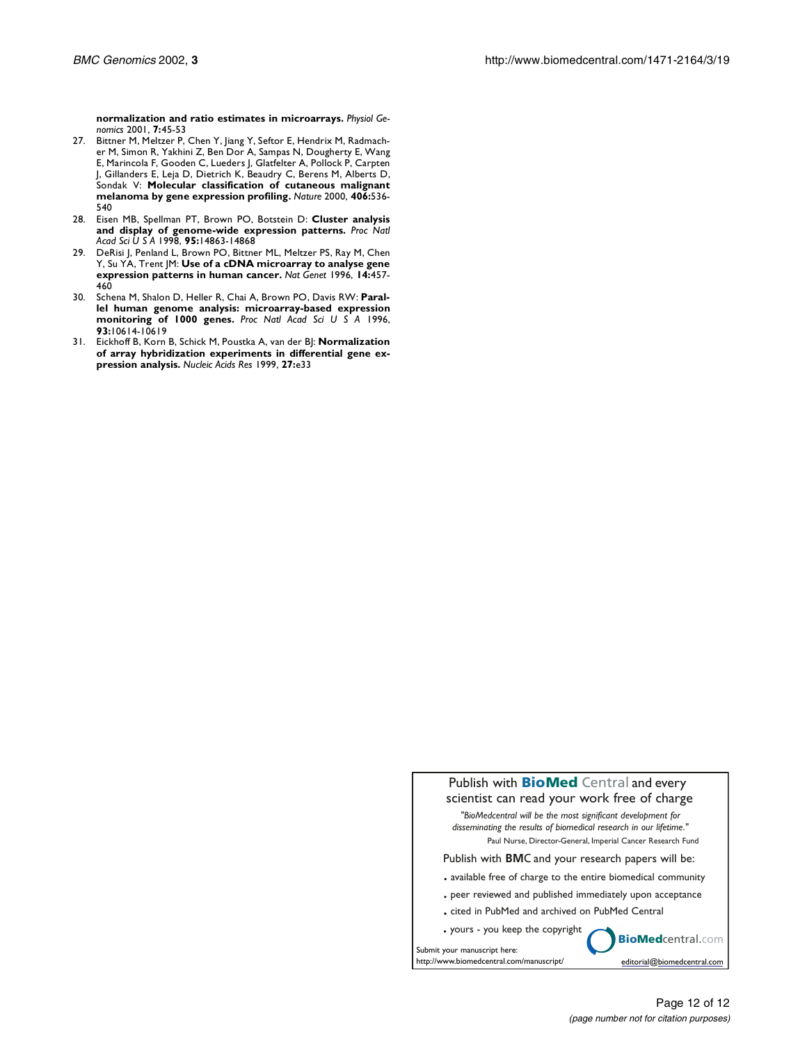**normalization and ratio estimates in microarrays.** *Physiol Genomics* 2001, **7:**45-53

27. Bittner M, Meltzer P, Chen Y, Jiang Y, Seftor E, Hendrix M, Radmacher M, Simon R, Yakhini Z, Ben Dor A, Sampas N, Dougherty E, Wang E, Marincola F, Gooden C, Lueders J, Glatfelter A, Pollock P, Carpten J, Gillanders E, Leja D, Dietrich K, Beaudry C, Berens M, Alberts D, Sondak V: **Molecular classification of cutaneous malignant melanoma by gene expression profiling.** *Nature* 2000, **406:**536-540
28. Eisen MB, Spellman PT, Brown PO, Botstein D: **Cluster analysis and display of genome-wide expression patterns.** *Proc Natl Acad Sci U S A* 1998, **95:**14863-14868
29. DeRisi J, Penland L, Brown PO, Bittner ML, Meltzer PS, Ray M, Chen Y, Su YA, Trent JM: **Use of a cDNA microarray to analyse gene expression patterns in human cancer.** *Nat Genet* 1996, **14:**457-460
30. Schena M, Shalon D, Heller R, Chai A, Brown PO, Davis RW: **Parallel human genome analysis: microarray-based expression monitoring of 1000 genes.** *Proc Natl Acad Sci U S A* 1996, **93:**10614-10619
31. Eickhoff B, Korn B, Schick M, Poustka A, van der BJ: **Normalization of array hybridization experiments in differential gene expression analysis.** *Nucleic Acids Res* 1999, **27:**e33

Publish with **BioMed** Central and every scientist can read your work free of charge

*"BioMedcentral will be the most significant development for disseminating the results of biomedical research in our lifetime."*
Paul Nurse, Director-General, Imperial Cancer Research Fund

Publish with **BM**C and your research papers will be:

- available free of charge to the entire biomedical community
- peer reviewed and published immediately upon acceptance
- cited in PubMed and archived on PubMed Central
- yours - you keep the copyright

Submit your manuscript here:
http://www.biomedcentral.com/manuscript/

**BioMed**central.com

editorial@biomedcentral.com